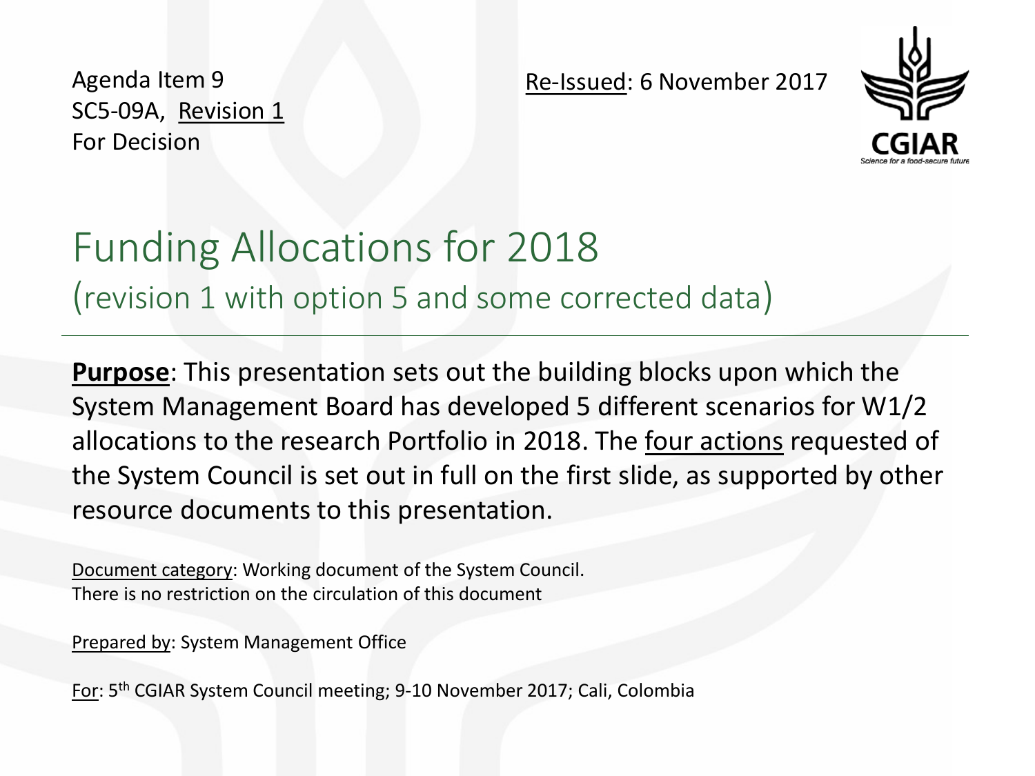Agenda Item 9
SC5-09A, Revision 1
For Decision

Re-Issued: 6 November 2017

# Funding Allocations for 2018

## (revision 1 with option 5 and some corrected data)

**Purpose**: This presentation sets out the building blocks upon which the System Management Board has developed 5 different scenarios for W1/2 allocations to the research Portfolio in 2018. The four actions requested of the System Council is set out in full on the first slide, as supported by other resource documents to this presentation.

Document category: Working document of the System Council.
There is no restriction on the circulation of this document

Prepared by: System Management Office

For: 5th CGIAR System Council meeting; 9-10 November 2017; Cali, Colombia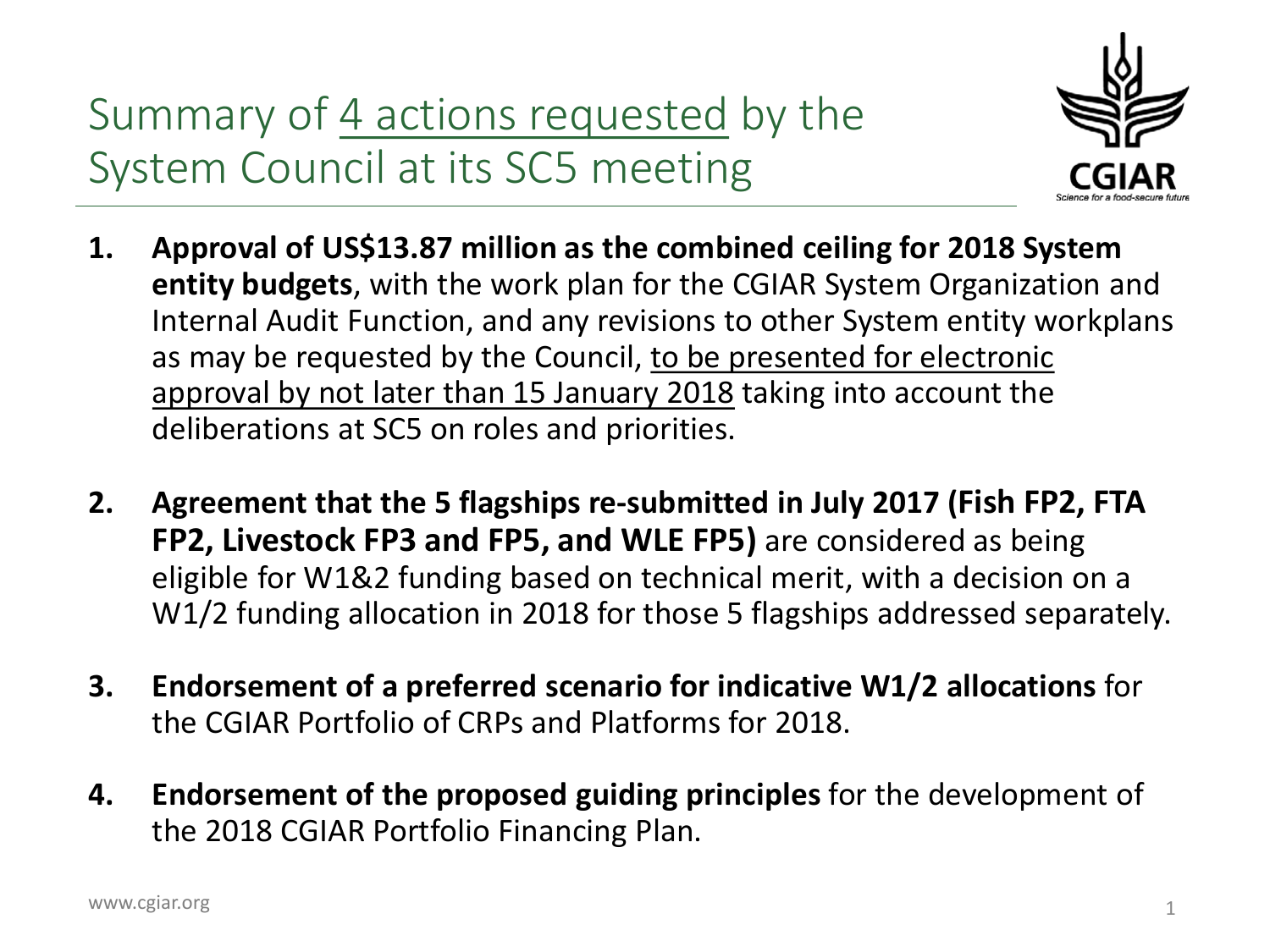# Summary of 4 actions requested by the System Council at its SC5 meeting

1. **Approval of US$13.87 million as the combined ceiling for 2018 System entity budgets**, with the work plan for the CGIAR System Organization and Internal Audit Function, and any revisions to other System entity workplans as may be requested by the Council, to be presented for electronic approval by not later than 15 January 2018 taking into account the deliberations at SC5 on roles and priorities.

2. **Agreement that the 5 flagships re-submitted in July 2017 (Fish FP2, FTA FP2, Livestock FP3 and FP5, and WLE FP5)** are considered as being eligible for W1&2 funding based on technical merit, with a decision on a W1/2 funding allocation in 2018 for those 5 flagships addressed separately.

3. **Endorsement of a preferred scenario for indicative W1/2 allocations** for the CGIAR Portfolio of CRPs and Platforms for 2018.

4. **Endorsement of the proposed guiding principles** for the development of the 2018 CGIAR Portfolio Financing Plan.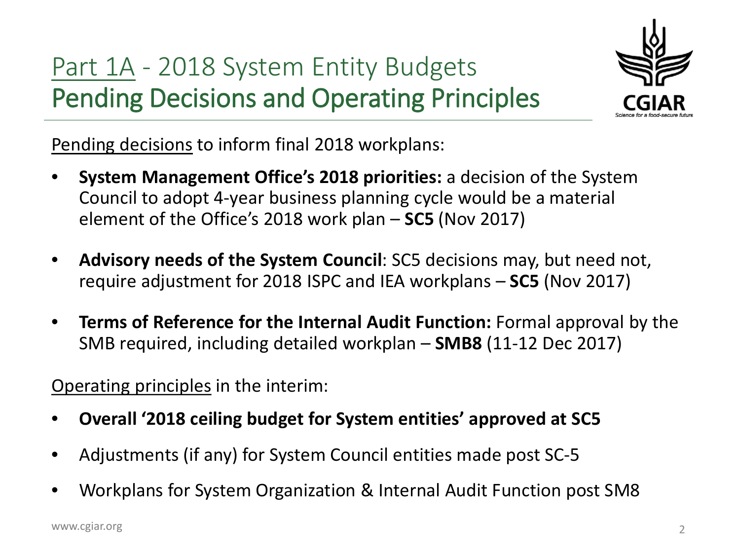# Part 1A - 2018 System Entity Budgets
## Pending Decisions and Operating Principles

Pending decisions to inform final 2018 workplans:

- **System Management Office's 2018 priorities:** a decision of the System Council to adopt 4-year business planning cycle would be a material element of the Office's 2018 work plan – **SC5** (Nov 2017)
- **Advisory needs of the System Council**: SC5 decisions may, but need not, require adjustment for 2018 ISPC and IEA workplans – **SC5** (Nov 2017)
- **Terms of Reference for the Internal Audit Function:** Formal approval by the SMB required, including detailed workplan – **SMB8** (11-12 Dec 2017)

Operating principles in the interim:

- **Overall '2018 ceiling budget for System entities' approved at SC5**
- Adjustments (if any) for System Council entities made post SC-5
- Workplans for System Organization & Internal Audit Function post SM8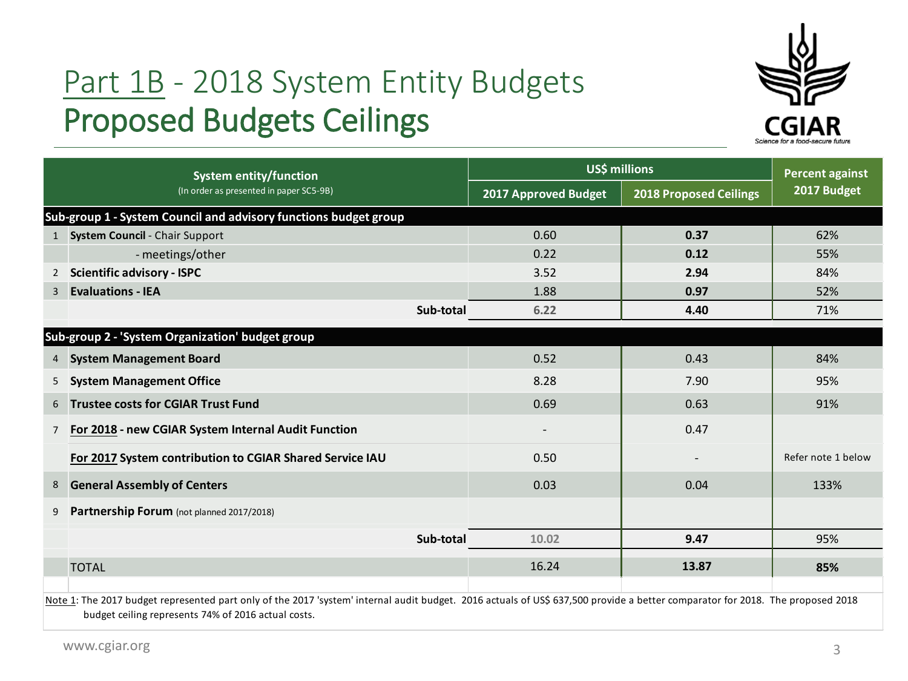# Part 1B - 2018 System Entity Budgets

## Proposed Budgets Ceilings

| | System entity/function (In order as presented in paper SC5-9B) | US$ millions | | Percent against 2017 Budget |
|---|---|---|---|---|
| | | 2017 Approved Budget | 2018 Proposed Ceilings | |
| | **Sub-group 1 - System Council and advisory functions budget group** | | | |
| 1 | **System Council** - Chair Support | 0.60 | **0.37** | 62% |
| | - meetings/other | 0.22 | **0.12** | 55% |
| 2 | **Scientific advisory - ISPC** | 3.52 | **2.94** | 84% |
| 3 | **Evaluations - IEA** | 1.88 | **0.97** | 52% |
| | **Sub-total** | 6.22 | **4.40** | 71% |
| | **Sub-group 2 - 'System Organization' budget group** | | | |
| 4 | **System Management Board** | 0.52 | 0.43 | 84% |
| 5 | **System Management Office** | 8.28 | 7.90 | 95% |
| 6 | **Trustee costs for CGIAR Trust Fund** | 0.69 | 0.63 | 91% |
| 7 | **For 2018 - new CGIAR System Internal Audit Function** | - | 0.47 | |
| | **For 2017 System contribution to CGIAR Shared Service IAU** | 0.50 | - | Refer note 1 below |
| 8 | **General Assembly of Centers** | 0.03 | 0.04 | 133% |
| 9 | **Partnership Forum** (not planned 2017/2018) | | | |
| | **Sub-total** | 10.02 | **9.47** | 95% |
| | TOTAL | 16.24 | **13.87** | **85%** |

Note 1: The 2017 budget represented part only of the 2017 'system' internal audit budget. 2016 actuals of US$ 637,500 provide a better comparator for 2018. The proposed 2018 budget ceiling represents 74% of 2016 actual costs.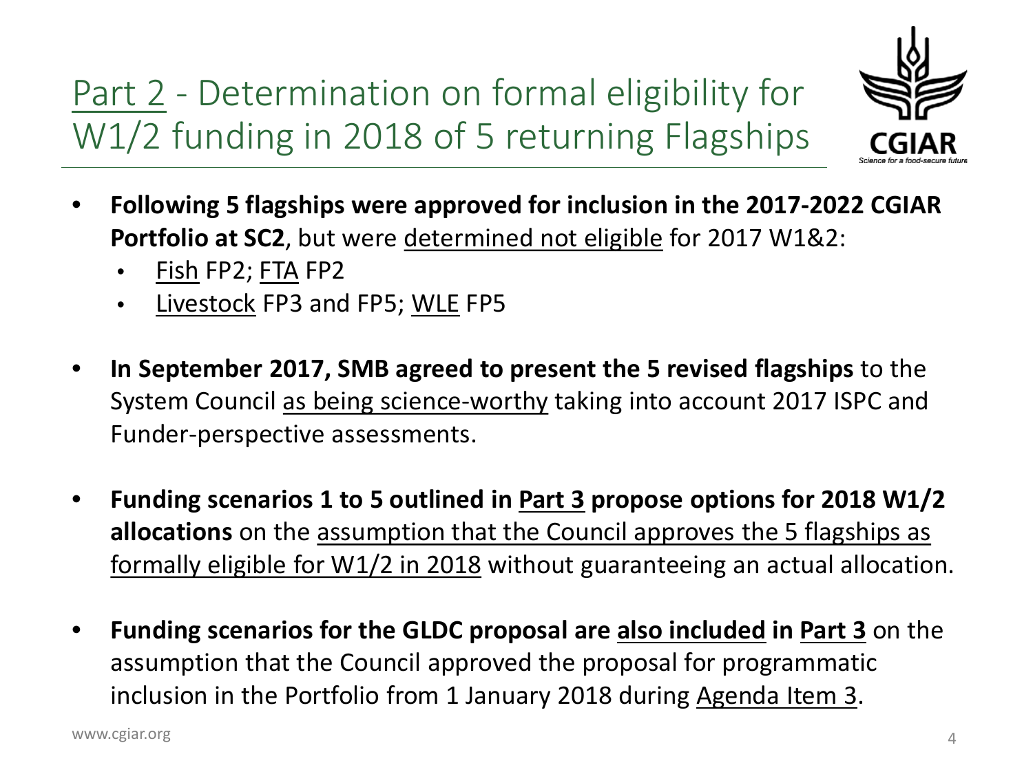# Part 2 - Determination on formal eligibility for W1/2 funding in 2018 of 5 returning Flagships

- **Following 5 flagships were approved for inclusion in the 2017-2022 CGIAR Portfolio at SC2**, but were determined not eligible for 2017 W1&2:
  - Fish FP2; FTA FP2
  - Livestock FP3 and FP5; WLE FP5
- **In September 2017, SMB agreed to present the 5 revised flagships** to the System Council as being science-worthy taking into account 2017 ISPC and Funder-perspective assessments.
- **Funding scenarios 1 to 5 outlined in Part 3 propose options for 2018 W1/2 allocations** on the assumption that the Council approves the 5 flagships as formally eligible for W1/2 in 2018 without guaranteeing an actual allocation.
- **Funding scenarios for the GLDC proposal are also included in Part 3** on the assumption that the Council approved the proposal for programmatic inclusion in the Portfolio from 1 January 2018 during Agenda Item 3.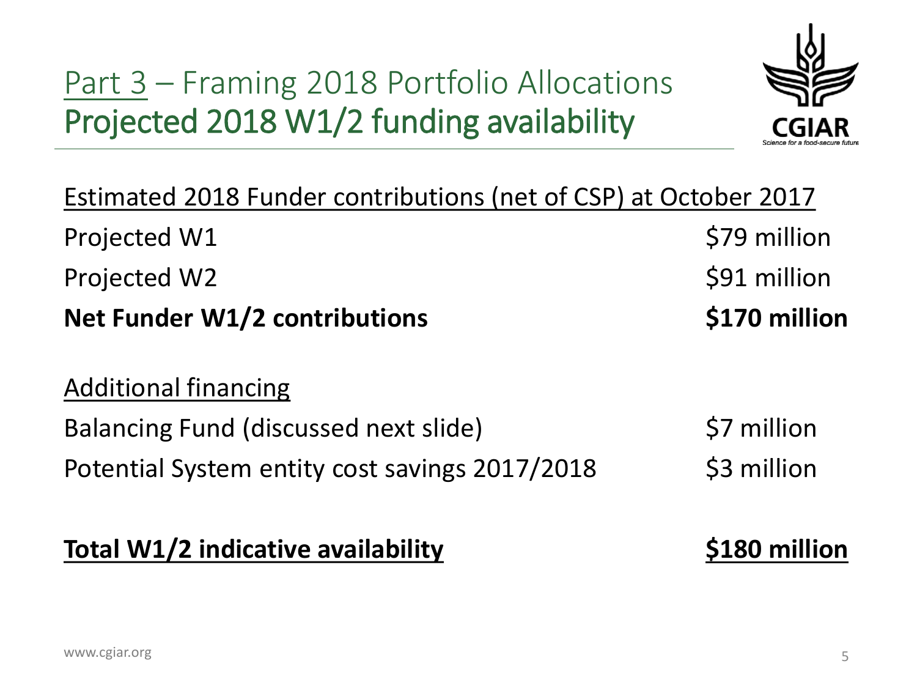# Part 3 – Framing 2018 Portfolio Allocations

## Projected 2018 W1/2 funding availability

Estimated 2018 Funder contributions (net of CSP) at October 2017

| | |
|---|---|
| Projected W1 | $79 million |
| Projected W2 | $91 million |
| **Net Funder W1/2 contributions** | **$170 million** |

Additional financing

| | |
|---|---|
| Balancing Fund (discussed next slide) | $7 million |
| Potential System entity cost savings 2017/2018 | $3 million |

| | |
|---|---|
| **Total W1/2 indicative availability** | **$180 million** |

www.cgiar.org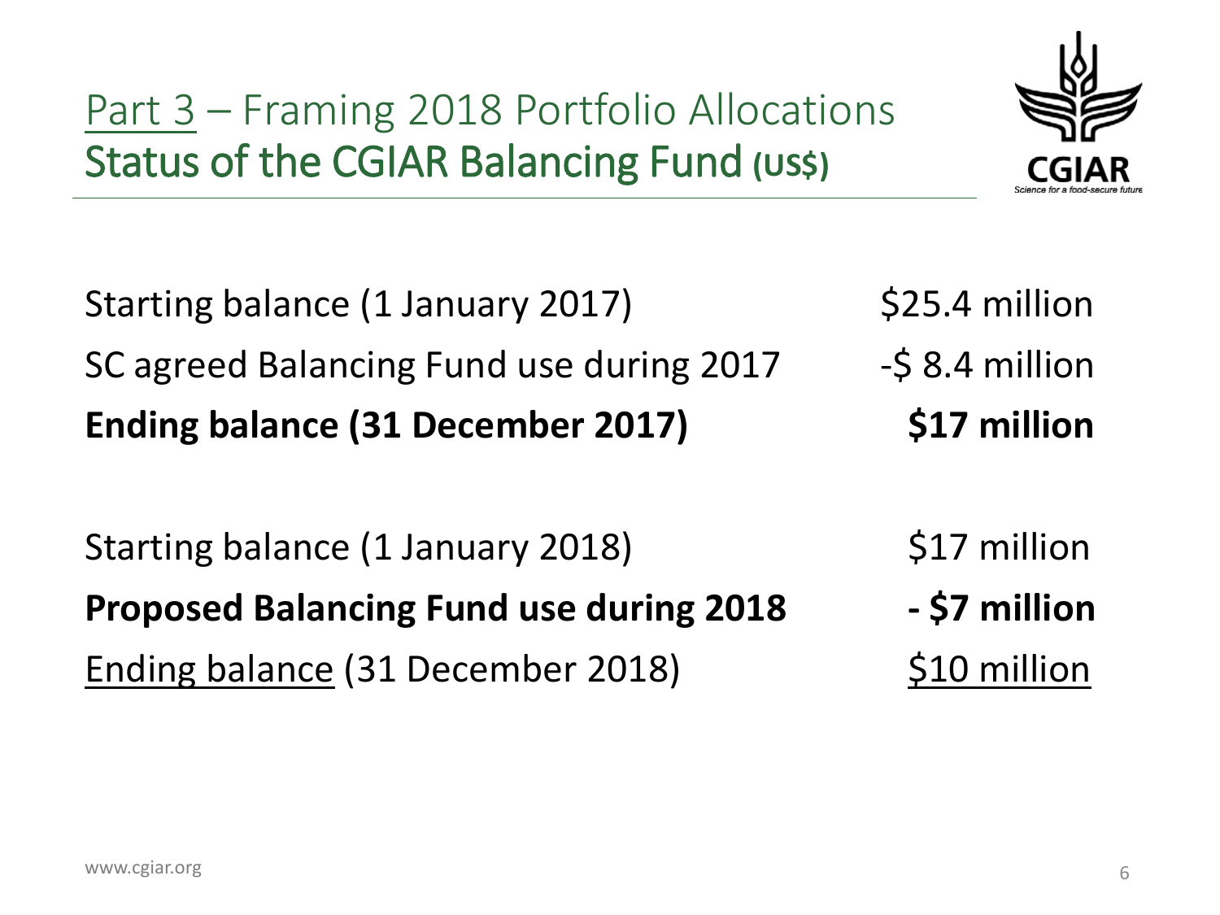# Part 3 – Framing 2018 Portfolio Allocations
## Status of the CGIAR Balancing Fund (US$)

| | |
|---|---|
| Starting balance (1 January 2017) | $25.4 million |
| SC agreed Balancing Fund use during 2017 | -$ 8.4 million |
| **Ending balance (31 December 2017)** | **$17 million** |
| | |
| Starting balance (1 January 2018) | $17 million |
| **Proposed Balancing Fund use during 2018** | **- $7 million** |
| Ending balance (31 December 2018) | $10 million |

www.cgiar.org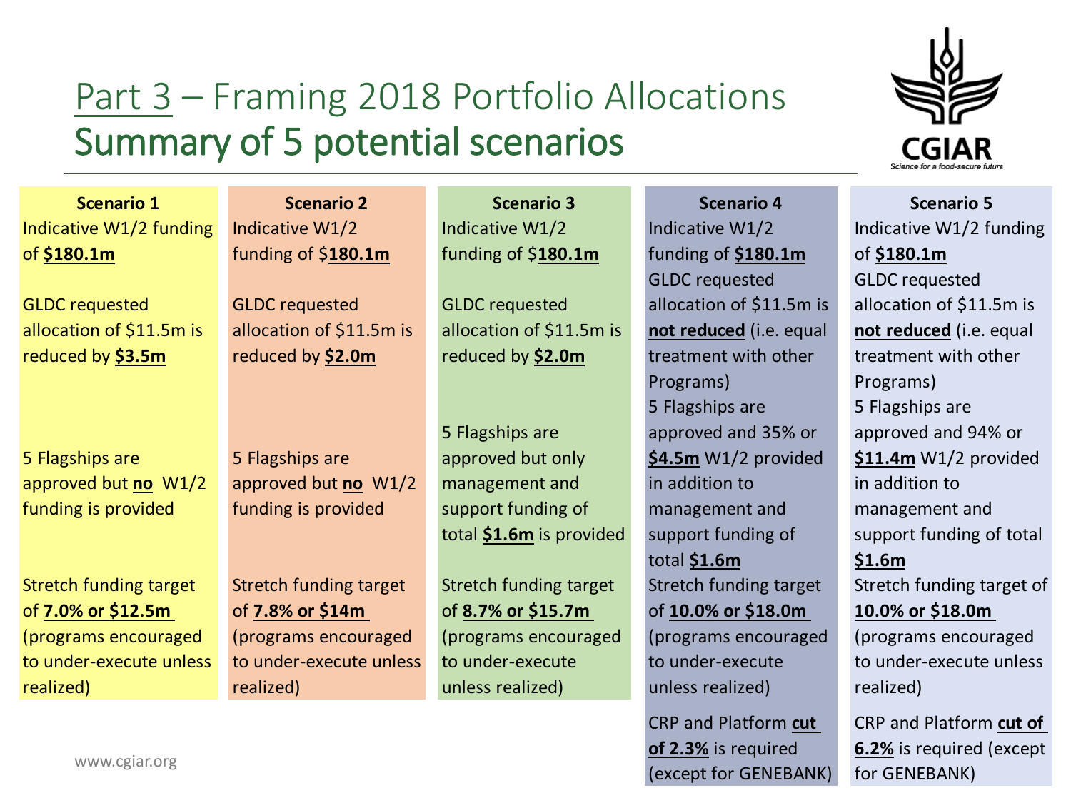# Part 3 – Framing 2018 Portfolio Allocations
## Summary of 5 potential scenarios

| Scenario 1 | Scenario 2 | Scenario 3 | Scenario 4 | Scenario 5 |
|---|---|---|---|---|
| Indicative W1/2 funding of **$180.1m** | Indicative W1/2 funding of $**180.1m** | Indicative W1/2 funding of $**180.1m** | Indicative W1/2 funding of **$180.1m** | Indicative W1/2 funding of **$180.1m** |
| GLDC requested allocation of $11.5m is reduced by **$3.5m** | GLDC requested allocation of $11.5m is reduced by **$2.0m** | GLDC requested allocation of $11.5m is reduced by **$2.0m** | GLDC requested allocation of $11.5m is **not reduced** (i.e. equal treatment with other Programs) | GLDC requested allocation of $11.5m is **not reduced** (i.e. equal treatment with other Programs) |
| 5 Flagships are approved but **no** W1/2 funding is provided | 5 Flagships are approved but **no** W1/2 funding is provided | 5 Flagships are approved but only management and support funding of total **$1.6m** is provided | 5 Flagships are approved and 35% or **$4.5m** W1/2 provided in addition to management and support funding of total **$1.6m** | 5 Flagships are approved and 94% or **$11.4m** W1/2 provided in addition to management and support funding of total **$1.6m** |
| Stretch funding target of **7.0% or $12.5m** (programs encouraged to under-execute unless realized) | Stretch funding target of **7.8% or $14m** (programs encouraged to under-execute unless realized) | Stretch funding target of **8.7% or $15.7m** (programs encouraged to under-execute unless realized) | Stretch funding target of **10.0% or $18.0m** (programs encouraged to under-execute unless realized) | Stretch funding target of **10.0% or $18.0m** (programs encouraged to under-execute unless realized) |
| | | | CRP and Platform **cut of 2.3%** is required (except for GENEBANK) | CRP and Platform **cut of 6.2%** is required (except for GENEBANK) |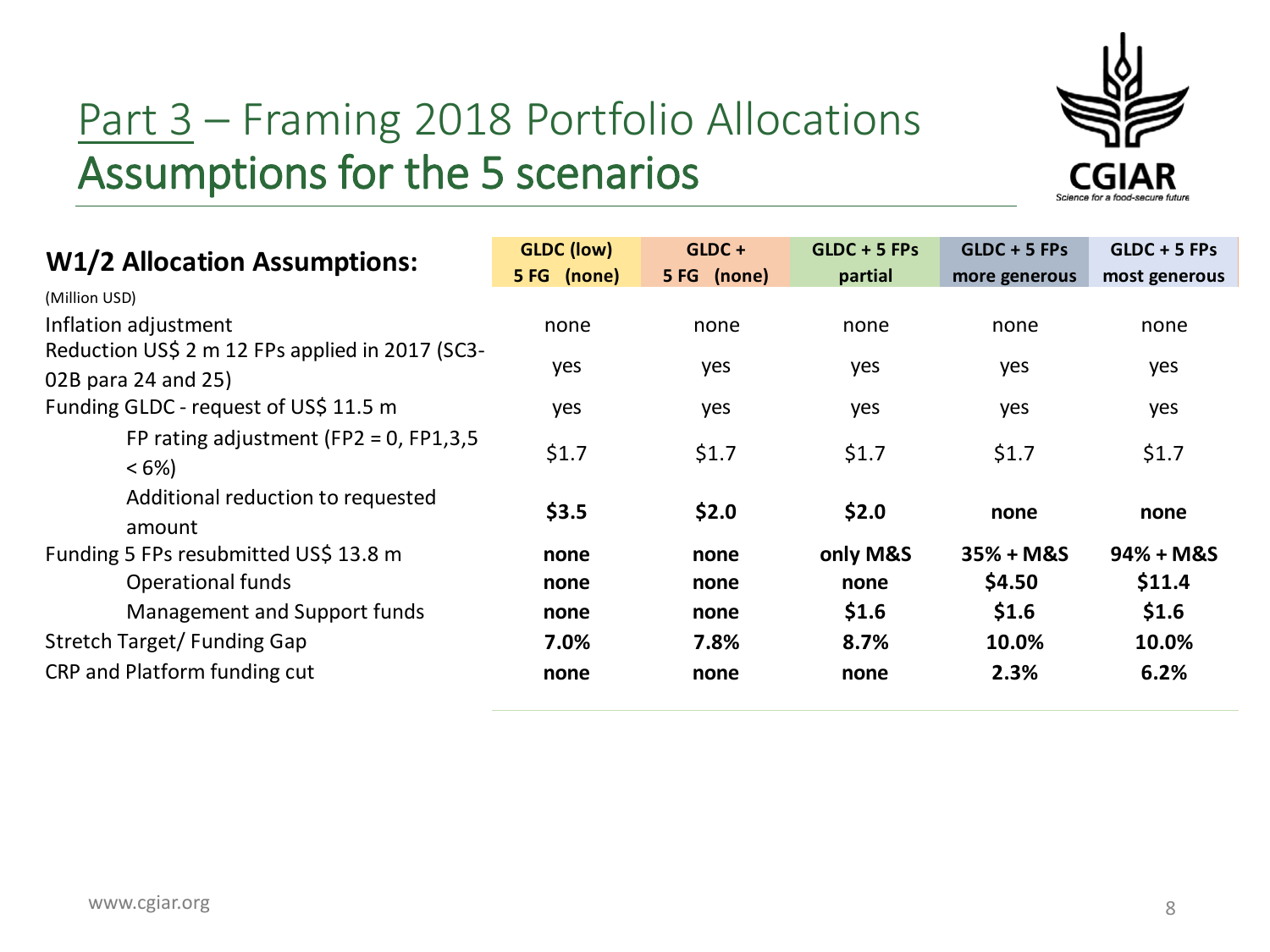# Part 3 – Framing 2018 Portfolio Allocations
## Assumptions for the 5 scenarios

| **W1/2 Allocation Assumptions:** (Million USD) | **GLDC (low) 5 FG (none)** | **GLDC + 5 FG (none)** | **GLDC + 5 FPs partial** | **GLDC + 5 FPs more generous** | **GLDC + 5 FPs most generous** |
|---|---|---|---|---|---|
| Inflation adjustment | none | none | none | none | none |
| Reduction US$ 2 m 12 FPs applied in 2017 (SC3-02B para 24 and 25) | yes | yes | yes | yes | yes |
| Funding GLDC - request of US$ 11.5 m | yes | yes | yes | yes | yes |
| FP rating adjustment (FP2 = 0, FP1,3,5 < 6%) | $1.7 | $1.7 | $1.7 | $1.7 | $1.7 |
| Additional reduction to requested amount | **$3.5** | **$2.0** | **$2.0** | **none** | **none** |
| Funding 5 FPs resubmitted US$ 13.8 m | **none** | **none** | **only M&S** | **35% + M&S** | **94% + M&S** |
| Operational funds | **none** | **none** | **none** | **$4.50** | **$11.4** |
| Management and Support funds | **none** | **none** | **$1.6** | **$1.6** | **$1.6** |
| Stretch Target/ Funding Gap | **7.0%** | **7.8%** | **8.7%** | **10.0%** | **10.0%** |
| CRP and Platform funding cut | **none** | **none** | **none** | **2.3%** | **6.2%** |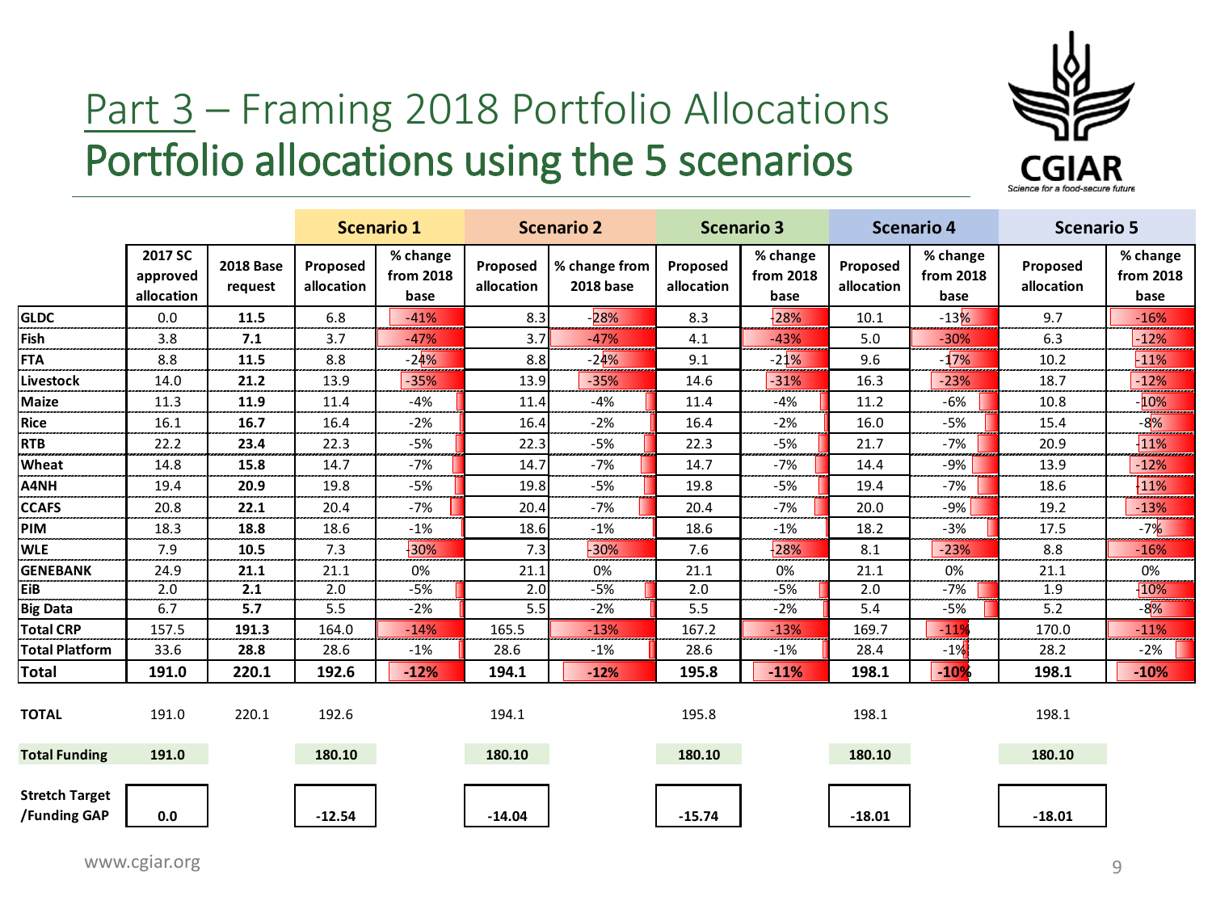# Part 3 – Framing 2018 Portfolio Allocations

## Portfolio allocations using the 5 scenarios

| | | | Scenario 1 | | Scenario 2 | | Scenario 3 | | Scenario 4 | | Scenario 5 | |
|---|---|---|---|---|---|---|---|---|---|---|---|---|
| | 2017 SC approved allocation | 2018 Base request | Proposed allocation | % change from 2018 base | Proposed allocation | % change from 2018 base | Proposed allocation | % change from 2018 base | Proposed allocation | % change from 2018 base | Proposed allocation | % change from 2018 base |
| **GLDC** | 0.0 | **11.5** | 6.8 | -41% | 8.3 | -28% | 8.3 | -28% | 10.1 | -13% | 9.7 | -16% |
| **Fish** | 3.8 | **7.1** | 3.7 | -47% | 3.7 | -47% | 4.1 | -43% | 5.0 | -30% | 6.3 | -12% |
| **FTA** | 8.8 | **11.5** | 8.8 | -24% | 8.8 | -24% | 9.1 | -21% | 9.6 | -17% | 10.2 | -11% |
| **Livestock** | 14.0 | **21.2** | 13.9 | -35% | 13.9 | -35% | 14.6 | -31% | 16.3 | -23% | 18.7 | -12% |
| **Maize** | 11.3 | **11.9** | 11.4 | -4% | 11.4 | -4% | 11.4 | -4% | 11.2 | -6% | 10.8 | -10% |
| **Rice** | 16.1 | **16.7** | 16.4 | -2% | 16.4 | -2% | 16.4 | -2% | 16.0 | -5% | 15.4 | -8% |
| **RTB** | 22.2 | **23.4** | 22.3 | -5% | 22.3 | -5% | 22.3 | -5% | 21.7 | -7% | 20.9 | -11% |
| **Wheat** | 14.8 | **15.8** | 14.7 | -7% | 14.7 | -7% | 14.7 | -7% | 14.4 | -9% | 13.9 | -12% |
| **A4NH** | 19.4 | **20.9** | 19.8 | -5% | 19.8 | -5% | 19.8 | -5% | 19.4 | -7% | 18.6 | -11% |
| **CCAFS** | 20.8 | **22.1** | 20.4 | -7% | 20.4 | -7% | 20.4 | -7% | 20.0 | -9% | 19.2 | -13% |
| **PIM** | 18.3 | **18.8** | 18.6 | -1% | 18.6 | -1% | 18.6 | -1% | 18.2 | -3% | 17.5 | -7% |
| **WLE** | 7.9 | **10.5** | 7.3 | -30% | 7.3 | -30% | 7.6 | -28% | 8.1 | -23% | 8.8 | -16% |
| **GENEBANK** | 24.9 | **21.1** | 21.1 | 0% | 21.1 | 0% | 21.1 | 0% | 21.1 | 0% | 21.1 | 0% |
| **EiB** | 2.0 | **2.1** | 2.0 | -5% | 2.0 | -5% | 2.0 | -5% | 2.0 | -7% | 1.9 | -10% |
| **Big Data** | 6.7 | **5.7** | 5.5 | -2% | 5.5 | -2% | 5.5 | -2% | 5.4 | -5% | 5.2 | -8% |
| **Total CRP** | 157.5 | 191.3 | 164.0 | -14% | 165.5 | -13% | 167.2 | -13% | 169.7 | -11% | 170.0 | -11% |
| **Total Platform** | 33.6 | 28.8 | 28.6 | -1% | 28.6 | -1% | 28.6 | -1% | 28.4 | -1% | 28.2 | -2% |
| **Total** | **191.0** | **220.1** | **192.6** | **-12%** | **194.1** | **-12%** | **195.8** | **-11%** | **198.1** | **-10%** | **198.1** | **-10%** |
| | | | | | | | | | | | | |
| **TOTAL** | 191.0 | 220.1 | 192.6 | | 194.1 | | 195.8 | | 198.1 | | 198.1 | |
| **Total Funding** | **191.0** | | **180.10** | | **180.10** | | **180.10** | | **180.10** | | **180.10** | |
| **Stretch Target /Funding GAP** | **0.0** | | **-12.54** | | **-14.04** | | **-15.74** | | **-18.01** | | **-18.01** | |

www.cgiar.org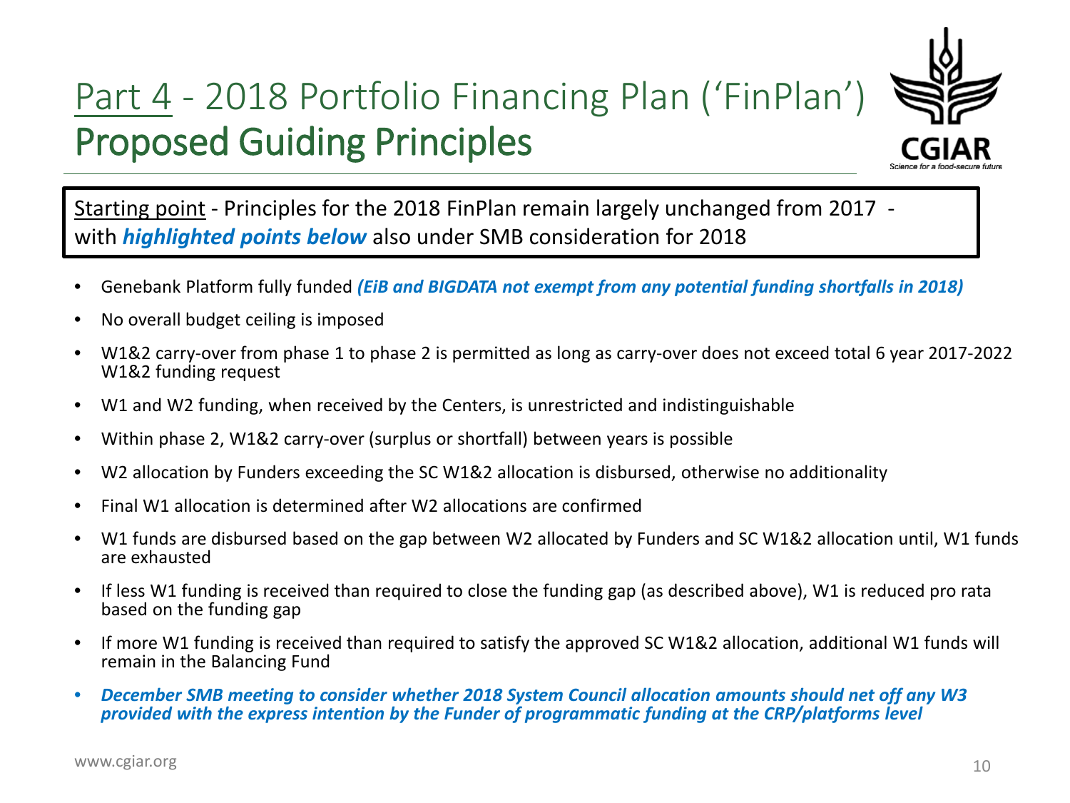# Part 4 - 2018 Portfolio Financing Plan ('FinPlan')

## Proposed Guiding Principles

Starting point - Principles for the 2018 FinPlan remain largely unchanged from 2017 - with ***highlighted points below*** also under SMB consideration for 2018

- Genebank Platform fully funded ***(EiB and BIGDATA not exempt from any potential funding shortfalls in 2018)***
- No overall budget ceiling is imposed
- W1&2 carry-over from phase 1 to phase 2 is permitted as long as carry-over does not exceed total 6 year 2017-2022 W1&2 funding request
- W1 and W2 funding, when received by the Centers, is unrestricted and indistinguishable
- Within phase 2, W1&2 carry-over (surplus or shortfall) between years is possible
- W2 allocation by Funders exceeding the SC W1&2 allocation is disbursed, otherwise no additionality
- Final W1 allocation is determined after W2 allocations are confirmed
- W1 funds are disbursed based on the gap between W2 allocated by Funders and SC W1&2 allocation until, W1 funds are exhausted
- If less W1 funding is received than required to close the funding gap (as described above), W1 is reduced pro rata based on the funding gap
- If more W1 funding is received than required to satisfy the approved SC W1&2 allocation, additional W1 funds will remain in the Balancing Fund
- ***December SMB meeting to consider whether 2018 System Council allocation amounts should net off any W3 provided with the express intention by the Funder of programmatic funding at the CRP/platforms level***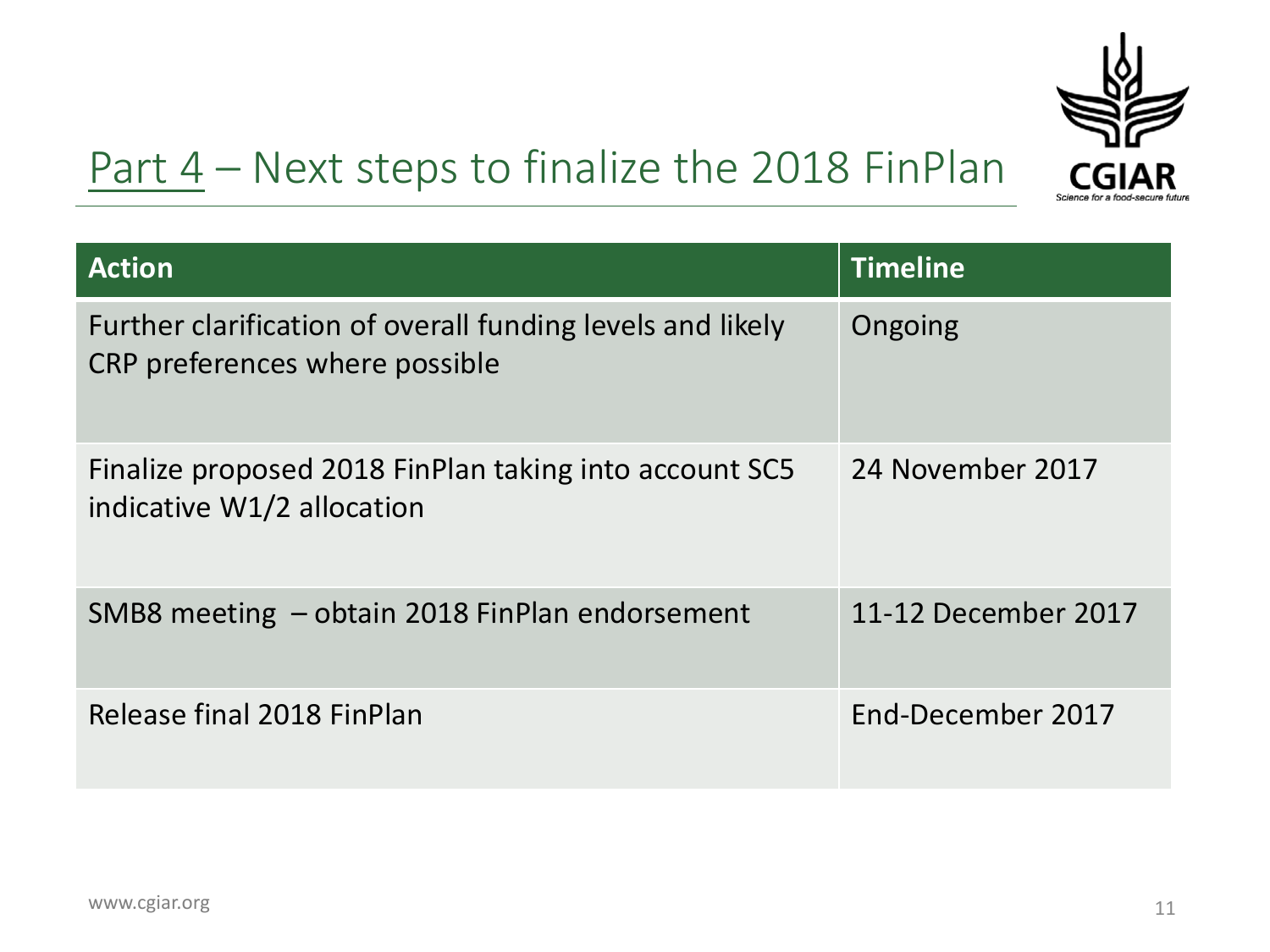# Part 4 – Next steps to finalize the 2018 FinPlan

| Action | Timeline |
|---|---|
| Further clarification of overall funding levels and likely CRP preferences where possible | Ongoing |
| Finalize proposed 2018 FinPlan taking into account SC5 indicative W1/2 allocation | 24 November 2017 |
| SMB8 meeting – obtain 2018 FinPlan endorsement | 11-12 December 2017 |
| Release final 2018 FinPlan | End-December 2017 |

www.cgiar.org